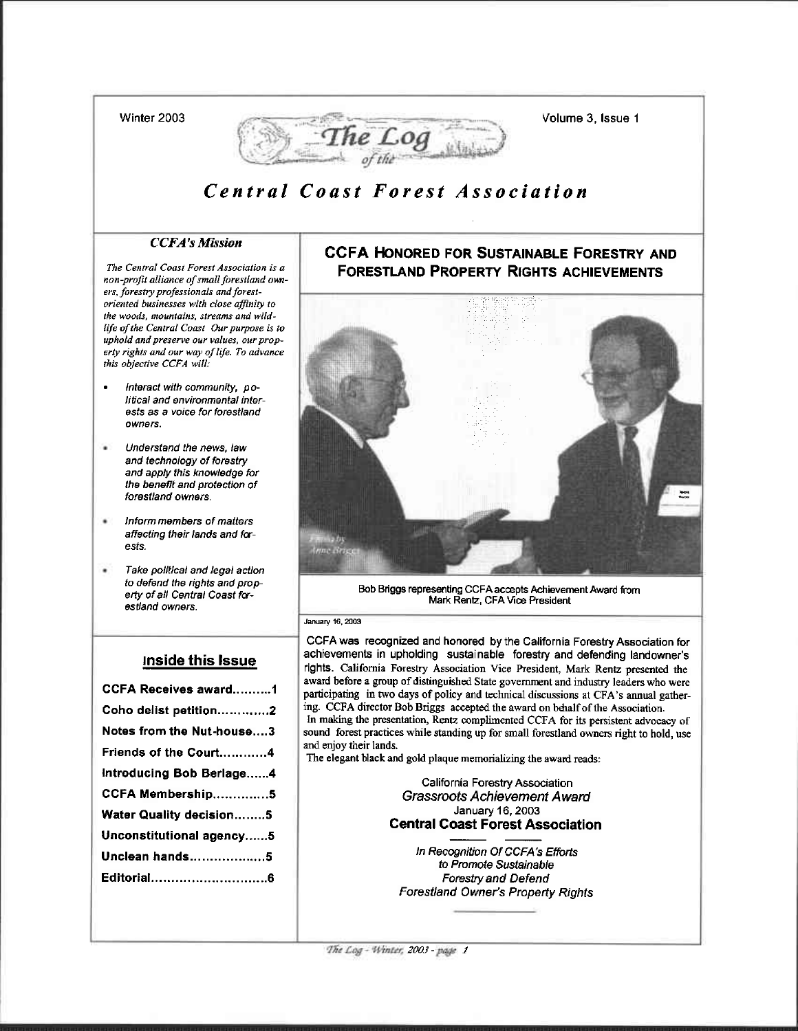Winter 2003 — Volume 3, Issue 1

# The Log of the Central Coast Forest Association

### *CCFA's Mission*

*The Central Coast Forest Association is a non-profit alliance of small forestland owners, forestry professionals and forest-oriented businesses with close affinity to the woods, mountains, streams and wildlife of the Central Coast. Our purpose is to uphold and preserve our values, our property rights and our way of life. To advance this objective CCFA will:*

- *Interact with community, political and environmental interests as a voice for forestland owners.*
- *Understand the news, law and technology of forestry and apply this knowledge for the benefit and protection of forestland owners.*
- *Inform members of matters affecting their lands and forests.*
- *Take political and legal action to defend the rights and property of all Central Coast forestland owners.*

### Inside this Issue

- CCFA Receives award..........1
- Coho delist petition.............2
- Notes from the Nut-house....3
- Friends of the Court............4
- Introducing Bob Berlage......4
- CCFA Membership.............5
- Water Quality decision........5
- Unconstitutional agency......5
- Unclean hands...................5
- Editorial.............................6

## CCFA Honored for Sustainable Forestry and Forestland Property Rights Achievements

Photo by Anne Briggs

Bob Briggs representing CCFA accepts Achievement Award from Mark Rentz, CFA Vice President

January 16, 2003

CCFA was recognized and honored by the California Forestry Association for achievements in upholding sustainable forestry and defending landowner's rights. California Forestry Association Vice President, Mark Rentz presented the award before a group of distinguished State government and industry leaders who were participating in two days of policy and technical discussions at CFA's annual gathering. CCFA director Bob Briggs accepted the award on behalf of the Association.

In making the presentation, Rentz complimented CCFA for its persistent advocacy of sound forest practices while standing up for small forestland owners right to hold, use and enjoy their lands.

The elegant black and gold plaque memorializing the award reads:

> California Forestry Association
> *Grassroots Achievement Award*
> January 16, 2003
> **Central Coast Forest Association**
>
> *In Recognition Of CCFA's Efforts to Promote Sustainable Forestry and Defend Forestland Owner's Property Rights*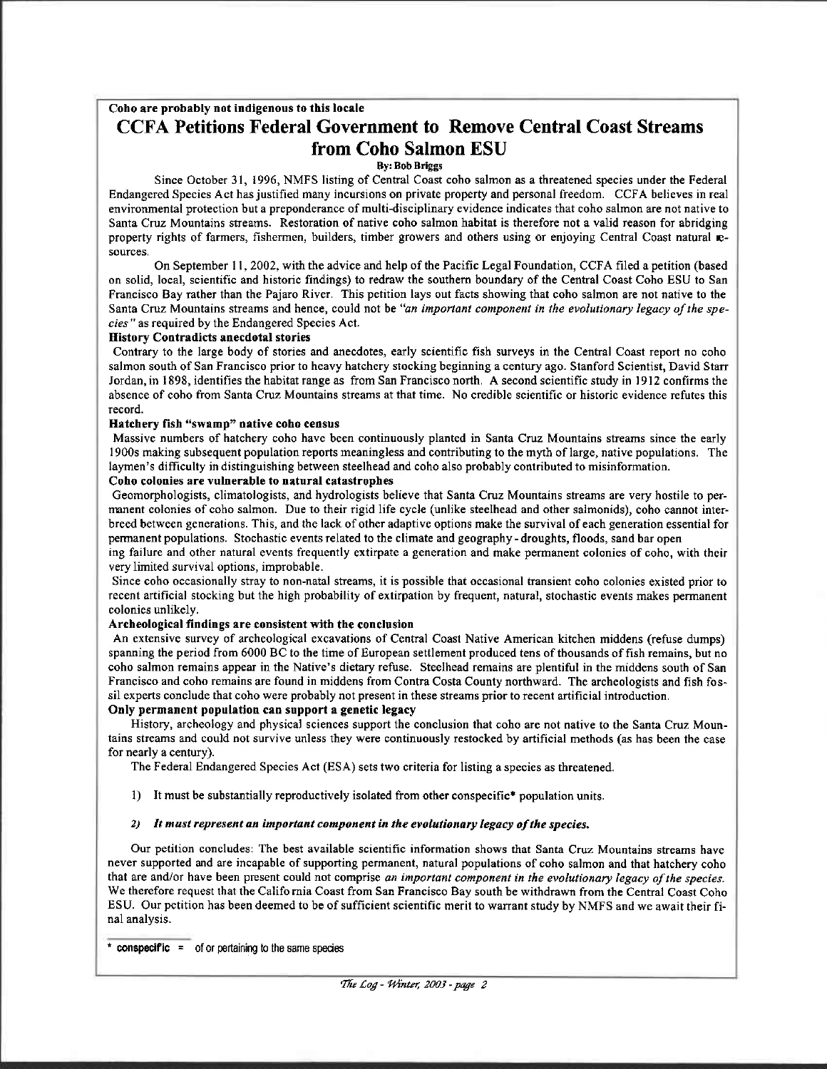**Coho are probably not indigenous to this locale**

# CCFA Petitions Federal Government to Remove Central Coast Streams from Coho Salmon ESU

**By: Bob Briggs**

Since October 31, 1996, NMFS listing of Central Coast coho salmon as a threatened species under the Federal Endangered Species Act has justified many incursions on private property and personal freedom. CCFA believes in real environmental protection but a preponderance of multi-disciplinary evidence indicates that coho salmon are not native to Santa Cruz Mountains streams. Restoration of native coho salmon habitat is therefore not a valid reason for abridging property rights of farmers, fishermen, builders, timber growers and others using or enjoying Central Coast natural resources.

On September 11, 2002, with the advice and help of the Pacific Legal Foundation, CCFA filed a petition (based on solid, local, scientific and historic findings) to redraw the southern boundary of the Central Coast Coho ESU to San Francisco Bay rather than the Pajaro River. This petition lays out facts showing that coho salmon are not native to the Santa Cruz Mountains streams and hence, could not be *"an important component in the evolutionary legacy of the species"* as required by the Endangered Species Act.

### History Contradicts anecdotal stories

Contrary to the large body of stories and anecdotes, early scientific fish surveys in the Central Coast report no coho salmon south of San Francisco prior to heavy hatchery stocking beginning a century ago. Stanford Scientist, David Starr Jordan, in 1898, identifies the habitat range as from San Francisco north. A second scientific study in 1912 confirms the absence of coho from Santa Cruz Mountains streams at that time. No credible scientific or historic evidence refutes this record.

### Hatchery fish "swamp" native coho census

Massive numbers of hatchery coho have been continuously planted in Santa Cruz Mountains streams since the early 1900s making subsequent population reports meaningless and contributing to the myth of large, native populations. The laymen's difficulty in distinguishing between steelhead and coho also probably contributed to misinformation.

### Coho colonies are vulnerable to natural catastrophes

Geomorphologists, climatologists, and hydrologists believe that Santa Cruz Mountains streams are very hostile to permanent colonies of coho salmon. Due to their rigid life cycle (unlike steelhead and other salmonids), coho cannot interbreed between generations. This, and the lack of other adaptive options make the survival of each generation essential for permanent populations. Stochastic events related to the climate and geography - droughts, floods, sand bar opening failure and other natural events frequently extirpate a generation and make permanent colonies of coho, with their very limited survival options, improbable.

Since coho occasionally stray to non-natal streams, it is possible that occasional transient coho colonies existed prior to recent artificial stocking but the high probability of extirpation by frequent, natural, stochastic events makes permanent colonies unlikely.

### Archeological findings are consistent with the conclusion

An extensive survey of archeological excavations of Central Coast Native American kitchen middens (refuse dumps) spanning the period from 6000 BC to the time of European settlement produced tens of thousands of fish remains, but no coho salmon remains appear in the Native's dietary refuse. Steelhead remains are plentiful in the middens south of San Francisco and coho remains are found in middens from Contra Costa County northward. The archeologists and fish fossil experts conclude that coho were probably not present in these streams prior to recent artificial introduction.

### Only permanent population can support a genetic legacy

History, archeology and physical sciences support the conclusion that coho are not native to the Santa Cruz Mountains streams and could not survive unless they were continuously restocked by artificial methods (as has been the case for nearly a century).

The Federal Endangered Species Act (ESA) sets two criteria for listing a species as threatened.

1) It must be substantially reproductively isolated from other conspecific* population units.

2) ***It must represent an important component in the evolutionary legacy of the species.***

Our petition concludes: The best available scientific information shows that Santa Cruz Mountains streams have never supported and are incapable of supporting permanent, natural populations of coho salmon and that hatchery coho that are and/or have been present could not comprise *an important component in the evolutionary legacy of the species.* We therefore request that the California Coast from San Francisco Bay south be withdrawn from the Central Coast Coho ESU. Our petition has been deemed to be of sufficient scientific merit to warrant study by NMFS and we await their final analysis.

\* **conspecific** = of or pertaining to the same species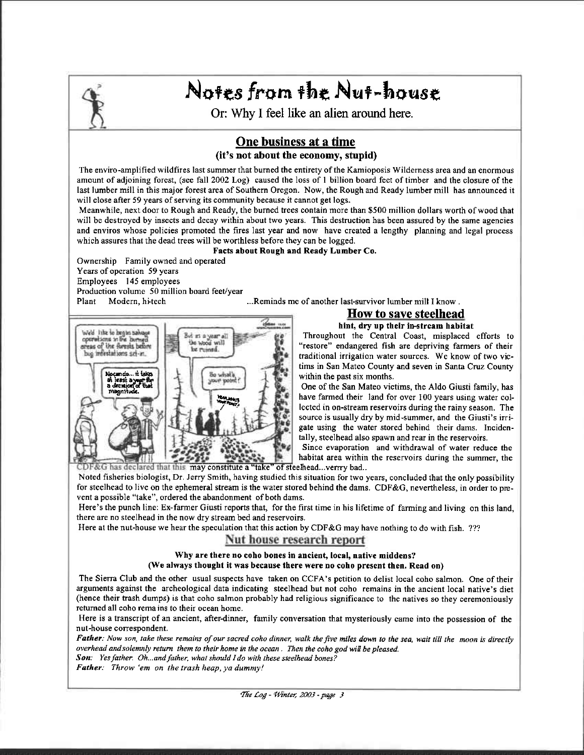# Notes from the Nut-house

Or: Why I feel like an alien around here.

## One business at a time

### (it's not about the economy, stupid)

The enviro-amplified wildfires last summer that burned the entirety of the Kamioposis Wilderness area and an enormous amount of adjoining forest, (see fall 2002 Log) caused the loss of 1 billion board feet of timber and the closure of the last lumber mill in this major forest area of Southern Oregon. Now, the Rough and Ready lumber mill has announced it will close after 59 years of serving its community because it cannot get logs.

Meanwhile, next door to Rough and Ready, the burned trees contain more than $500 million dollars worth of wood that will be destroyed by insects and decay within about two years. This destruction has been assured by the same agencies and enviros whose policies promoted the fires last year and now have created a lengthy planning and legal process which assures that the dead trees will be worthless before they can be logged.

**Facts about Rough and Ready Lumber Co.**

Ownership Family owned and operated
Years of operation 59 years
Employees 145 employees
Production volume 50 million board feet/year
Plant Modern, hi-tech

...Reminds me of another last-survivor lumber mill I know.

## How to save steelhead

### hint, dry up their in-stream habitat

Throughout the Central Coast, misplaced efforts to "restore" endangered fish are depriving farmers of their traditional irrigation water sources. We know of two victims in San Mateo County and seven in Santa Cruz County within the past six months.

One of the San Mateo victims, the Aldo Giusti family, has have farmed their land for over 100 years using water collected in on-stream reservoirs during the rainy season. The source is usually dry by mid-summer, and the Giusti's irrigate using the water stored behind their dams. Incidentally, steelhead also spawn and rear in the reservoirs.

Since evaporation and withdrawal of water reduce the habitat area within the reservoirs during the summer, the CDF&G has declared that this may constitute a "take" of steelhead...verrry bad..

Noted fisheries biologist, Dr. Jerry Smith, having studied this situation for two years, concluded that the only possibility for steelhead to live on the ephemeral stream is the water stored behind the dams. CDF&G, nevertheless, in order to prevent a possible "take", ordered the abandonment of both dams.

Here's the punch line: Ex-farmer Giusti reports that, for the first time in his lifetime of farming and living on this land, there are no steelhead in the now dry stream bed and reservoirs.

Here at the nut-house we hear the speculation that this action by CDF&G may have nothing to do with fish. ???

## Nut house research report

**Why are there no coho bones in ancient, local, native middens?**
**(We always thought it was because there were no coho present then. Read on)**

The Sierra Club and the other usual suspects have taken on CCFA's petition to delist local coho salmon. One of their arguments against the archeological data indicating steelhead but not coho remains in the ancient local native's diet (hence their trash dumps) is that coho salmon probably had religious significance to the natives so they ceremoniously returned all coho remains to their ocean home.

Here is a transcript of an ancient, after-dinner, family conversation that mysteriously came into the possession of the nut-house correspondent.

***Father:*** *Now son, take these remains of our sacred coho dinner, walk the five miles down to the sea, wait till the moon is directly overhead and solemnly return them to their home in the ocean. Then the coho god will be pleased.*

***Son:*** *Yes father. Oh...and father, what should I do with these steelhead bones?*

***Father:*** *Throw 'em on the trash heap, ya dummy!*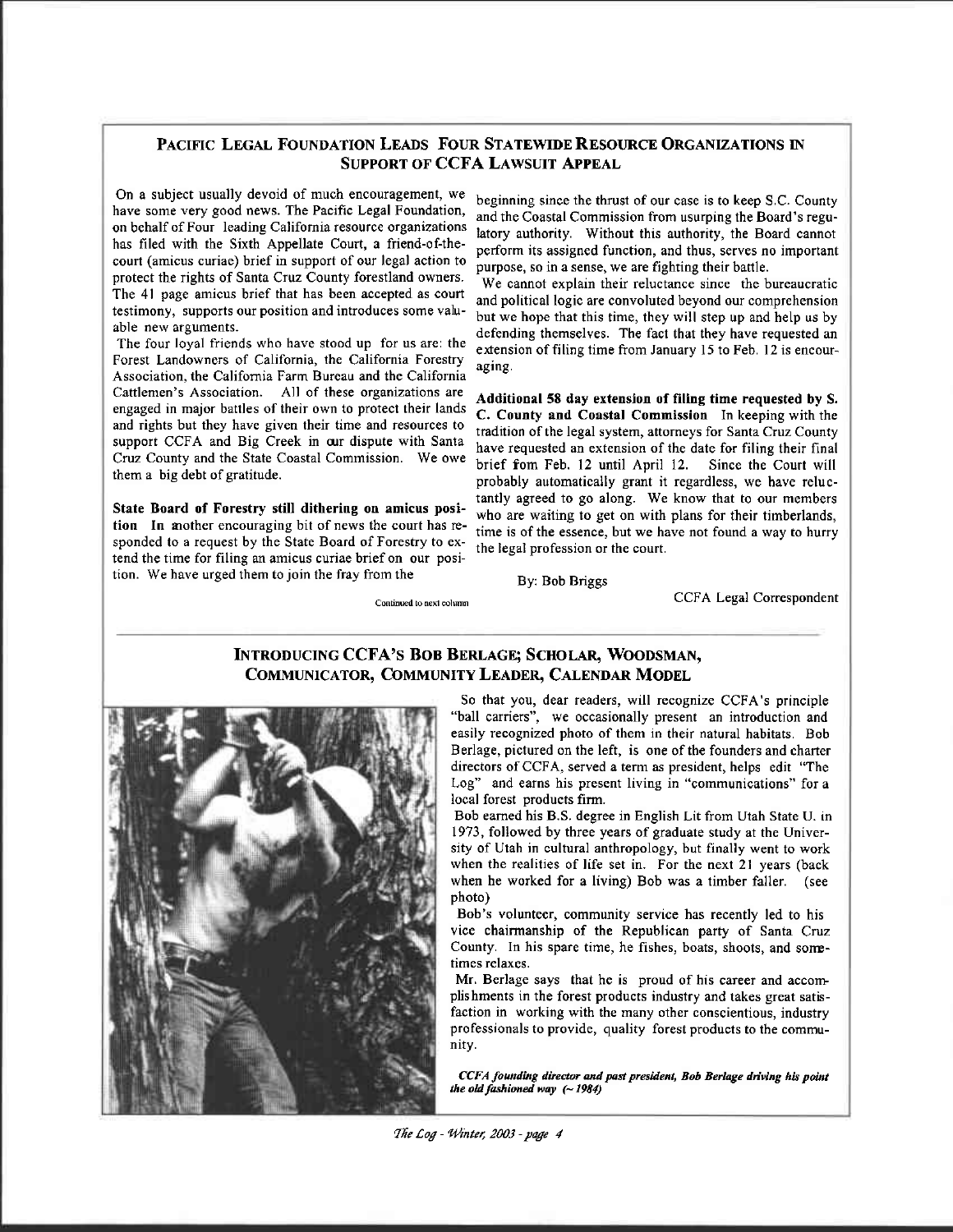## Pacific Legal Foundation Leads Four Statewide Resource Organizations in Support of CCFA Lawsuit Appeal

On a subject usually devoid of much encouragement, we have some very good news. The Pacific Legal Foundation, on behalf of Four leading California resource organizations has filed with the Sixth Appellate Court, a friend-of-the-court (amicus curiae) brief in support of our legal action to protect the rights of Santa Cruz County forestland owners. The 41 page amicus brief that has been accepted as court testimony, supports our position and introduces some valuable new arguments.

The four loyal friends who have stood up for us are: the Forest Landowners of California, the California Forestry Association, the California Farm Bureau and the California Cattlemen's Association. All of these organizations are engaged in major battles of their own to protect their lands and rights but they have given their time and resources to support CCFA and Big Creek in our dispute with Santa Cruz County and the State Coastal Commission. We owe them a big debt of gratitude.

**State Board of Forestry still dithering on amicus position** In another encouraging bit of news the court has responded to a request by the State Board of Forestry to extend the time for filing an amicus curiae brief on our position. We have urged them to join the fray from the beginning since the thrust of our case is to keep S.C. County and the Coastal Commission from usurping the Board's regulatory authority. Without this authority, the Board cannot perform its assigned function, and thus, serves no important purpose, so in a sense, we are fighting their battle.

We cannot explain their reluctance since the bureaucratic and political logic are convoluted beyond our comprehension but we hope that this time, they will step up and help us by defending themselves. The fact that they have requested an extension of filing time from January 15 to Feb. 12 is encouraging.

**Additional 58 day extension of filing time requested by S. C. County and Coastal Commission** In keeping with the tradition of the legal system, attorneys for Santa Cruz County have requested an extension of the date for filing their final brief fom Feb. 12 until April 12. Since the Court will probably automatically grant it regardless, we have reluctantly agreed to go along. We know that to our members who are waiting to get on with plans for their timberlands, time is of the essence, but we have not found a way to hurry the legal profession or the court.

By: Bob Briggs

CCFA Legal Correspondent

## Introducing CCFA's Bob Berlage; Scholar, Woodsman, Communicator, Community Leader, Calendar Model

So that you, dear readers, will recognize CCFA's principle "ball carriers", we occasionally present an introduction and easily recognized photo of them in their natural habitats. Bob Berlage, pictured on the left, is one of the founders and charter directors of CCFA, served a term as president, helps edit "The Log" and earns his present living in "communications" for a local forest products firm.

Bob earned his B.S. degree in English Lit from Utah State U. in 1973, followed by three years of graduate study at the University of Utah in cultural anthropology, but finally went to work when the realities of life set in. For the next 21 years (back when he worked for a living) Bob was a timber faller. (see photo)

Bob's volunteer, community service has recently led to his vice chairmanship of the Republican party of Santa Cruz County. In his spare time, he fishes, boats, shoots, and sometimes relaxes.

Mr. Berlage says that he is proud of his career and accomplishments in the forest products industry and takes great satisfaction in working with the many other conscientious, industry professionals to provide, quality forest products to the community.

*CCFA founding director and past president, Bob Berlage driving his point the old fashioned way (~ 1984)*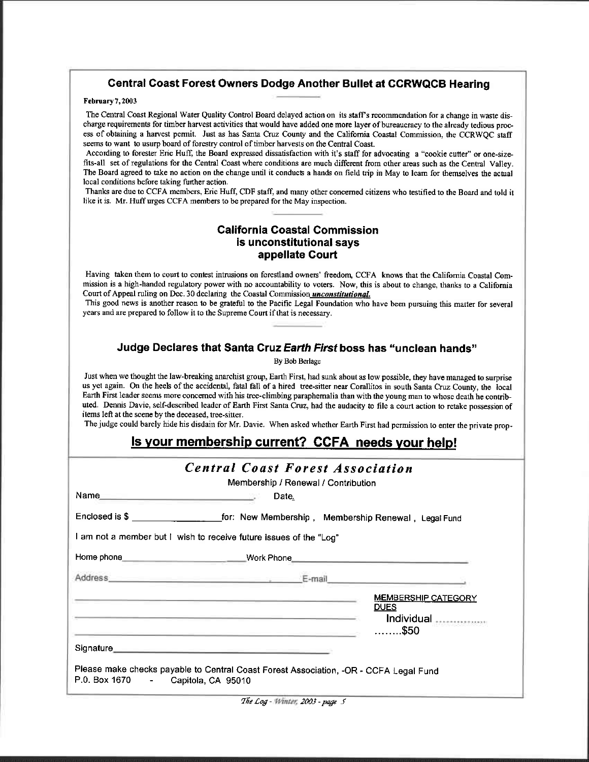## Central Coast Forest Owners Dodge Another Bullet at CCRWQCB Hearing

**February 7, 2003**

The Central Coast Regional Water Quality Control Board delayed action on its staff's recommendation for a change in waste discharge requirements for timber harvest activities that would have added one more layer of bureaucracy to the already tedious process of obtaining a harvest permit. Just as has Santa Cruz County and the California Coastal Commission, the CCRWQC staff seems to want to usurp board of forestry control of timber harvests on the Central Coast.

According to forester Eric Huff, the Board expressed dissatisfaction with it's staff for advocating a "cookie cutter" or one-size-fits-all set of regulations for the Central Coast where conditions are much different from other areas such as the Central Valley. The Board agreed to take no action on the change until it conducts a hands on field trip in May to learn for themselves the actual local conditions before taking further action.

Thanks are due to CCFA members, Eric Huff, CDF staff, and many other concerned citizens who testified to the Board and told it like it is. Mr. Huff urges CCFA members to be prepared for the May inspection.

## California Coastal Commission is unconstitutional says appellate Court

Having taken them to court to contest intrusions on forestland owners' freedom, CCFA knows that the California Coastal Commission is a high-handed regulatory power with no accountability to voters. Now, this is about to change, thanks to a California Court of Appeal ruling on Dec. 30 declaring the Coastal Commission ***unconstitutional.***

This good news is another reason to be grateful to the Pacific Legal Foundation who have been pursuing this matter for several years and are prepared to follow it to the Supreme Court if that is necessary.

## Judge Declares that Santa Cruz *Earth First* boss has "unclean hands"

By Bob Berlage

Just when we thought the law-breaking anarchist group, Earth First, had sunk about as low possible, they have managed to surprise us yet again. On the heels of the accidental, fatal fall of a hired tree-sitter near Corallitos in south Santa Cruz County, the local Earth First leader seems more concerned with his tree-climbing paraphernalia than with the young man to whose death he contributed. Dennis Davie, self-described leader of Earth First Santa Cruz, had the audacity to file a court action to retake possession of items left at the scene by the deceased, tree-sitter.

The judge could barely hide his disdain for Mr. Davie. When asked whether Earth First had permission to enter the private prop-

## Is your membership current? CCFA needs your help!

### *Central Coast Forest Association*

Membership / Renewal / Contribution

Name\_\_\_\_\_\_\_\_\_\_\_\_\_\_\_\_\_\_\_\_\_\_\_\_\_\_\_\_\_\_. Date.

Enclosed is $ \_\_\_\_\_\_\_\_\_\_\_\_\_\_\_\_\_\_for: New Membership , Membership Renewal , Legal Fund

I am not a member but I wish to receive future issues of the "Log"

Home phone\_\_\_\_\_\_\_\_\_\_\_\_\_\_\_\_\_\_\_\_\_\_\_\_Work Phone\_\_\_\_\_\_\_\_\_\_\_\_\_\_\_\_\_\_\_\_\_\_\_\_\_\_\_\_\_\_\_\_\_\_

Address\_\_\_\_\_\_\_\_\_\_\_\_\_\_\_\_\_\_\_\_\_\_\_\_\_\_\_\_\_\_\_\_\_\_\_\_E-mail\_\_\_\_\_\_\_\_\_\_\_\_\_\_\_\_\_\_\_\_\_\_\_\_\_\_\_\_\_,

MEMBERSHIP CATEGORY DUES

Individual ...............
........$50

Signature\_\_\_\_\_\_\_\_\_\_\_\_\_\_\_\_\_\_\_\_\_\_\_\_\_\_\_\_\_\_\_\_\_\_\_\_\_\_\_\_\_\_\_\_

Please make checks payable to Central Coast Forest Association, -OR - CCFA Legal Fund
P.O. Box 1670 - Capitola, CA 95010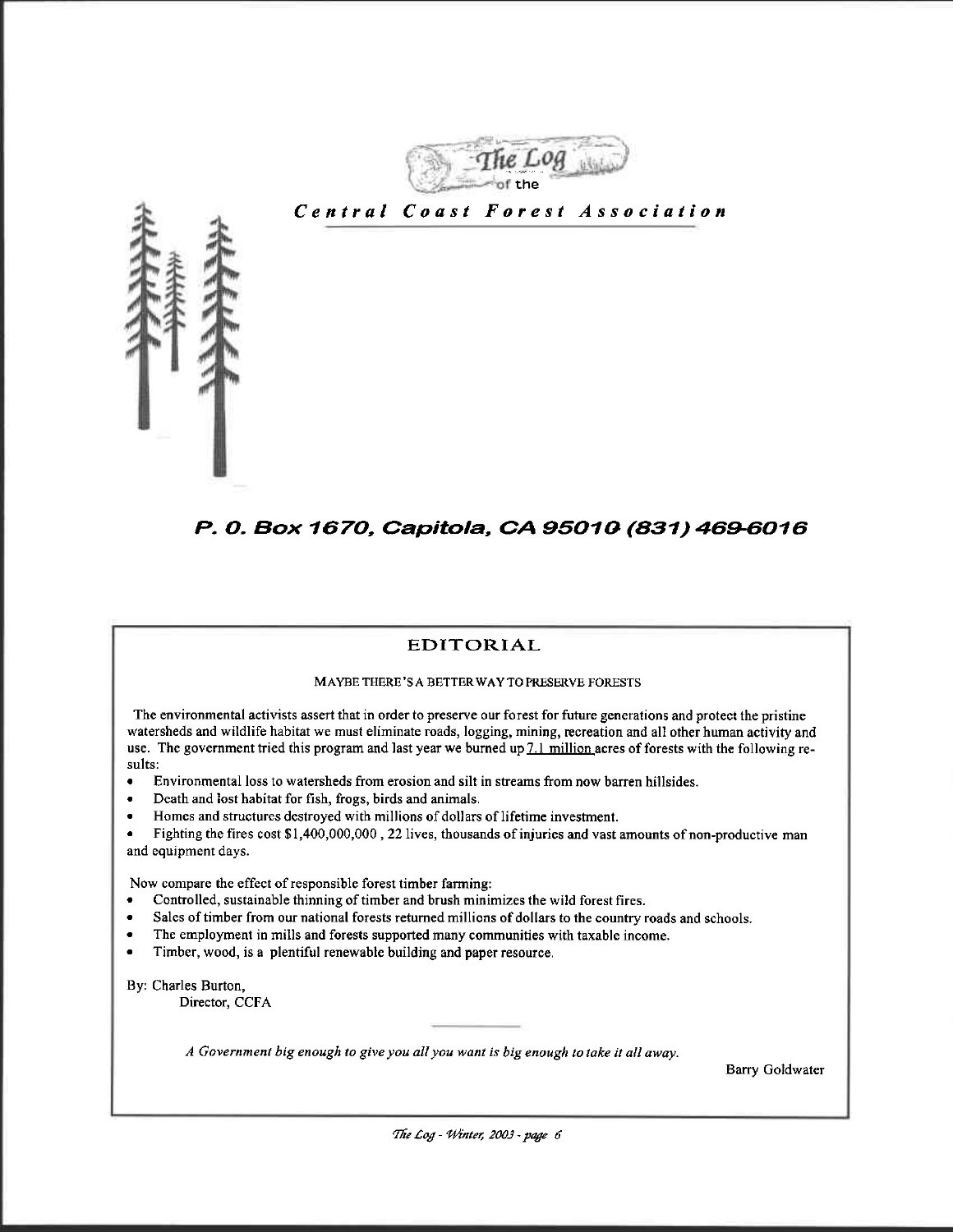The Log of the

# Central Coast Forest Association

**P. O. Box 1670, Capitola, CA 95010 (831) 469-6016**

## EDITORIAL

MAYBE THERE'S A BETTER WAY TO PRESERVE FORESTS

The environmental activists assert that in order to preserve our forest for future generations and protect the pristine watersheds and wildlife habitat we must eliminate roads, logging, mining, recreation and all other human activity and use. The government tried this program and last year we burned up 7.1 million acres of forests with the following results:

- Environmental loss to watersheds from erosion and silt in streams from now barren hillsides.
- Death and lost habitat for fish, frogs, birds and animals.
- Homes and structures destroyed with millions of dollars of lifetime investment.
- Fighting the fires cost $1,400,000,000 , 22 lives, thousands of injuries and vast amounts of non-productive man and equipment days.

Now compare the effect of responsible forest timber farming:

- Controlled, sustainable thinning of timber and brush minimizes the wild forest fires.
- Sales of timber from our national forests returned millions of dollars to the country roads and schools.
- The employment in mills and forests supported many communities with taxable income.
- Timber, wood, is a plentiful renewable building and paper resource.

By: Charles Burton,
Director, CCFA

*A Government big enough to give you all you want is big enough to take it all away.*

Barry Goldwater